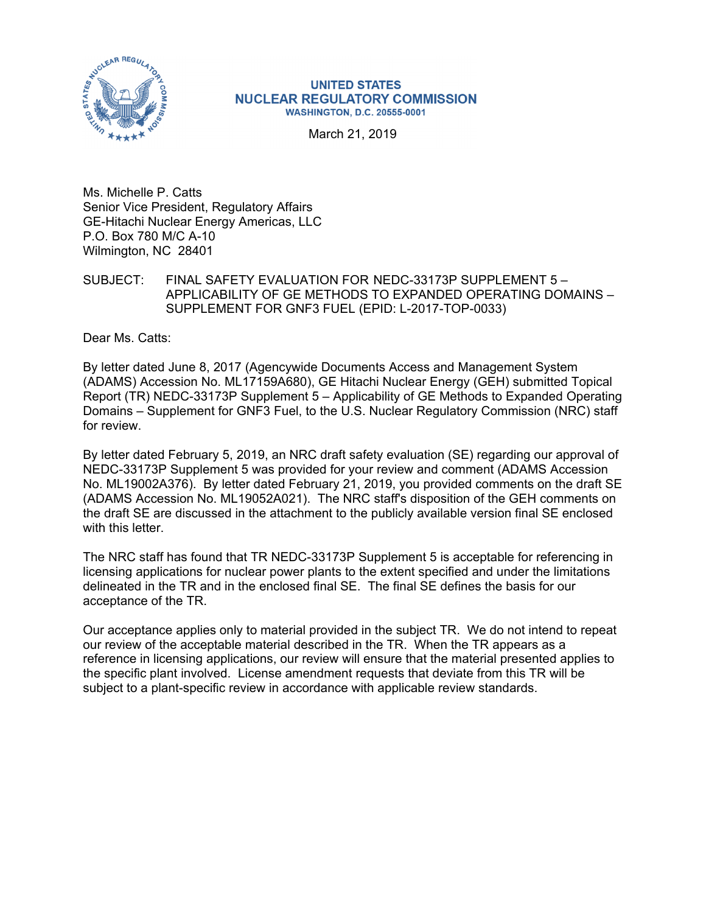UNITED STATES
NUCLEAR REGULATORY COMMISSION
WASHINGTON, D.C. 20555-0001

March 21, 2019

Ms. Michelle P. Catts
Senior Vice President, Regulatory Affairs
GE-Hitachi Nuclear Energy Americas, LLC
P.O. Box 780 M/C A-10
Wilmington, NC 28401

SUBJECT: FINAL SAFETY EVALUATION FOR NEDC-33173P SUPPLEMENT 5 – APPLICABILITY OF GE METHODS TO EXPANDED OPERATING DOMAINS – SUPPLEMENT FOR GNF3 FUEL (EPID: L-2017-TOP-0033)

Dear Ms. Catts:

By letter dated June 8, 2017 (Agencywide Documents Access and Management System (ADAMS) Accession No. ML17159A680), GE Hitachi Nuclear Energy (GEH) submitted Topical Report (TR) NEDC-33173P Supplement 5 – Applicability of GE Methods to Expanded Operating Domains – Supplement for GNF3 Fuel, to the U.S. Nuclear Regulatory Commission (NRC) staff for review.

By letter dated February 5, 2019, an NRC draft safety evaluation (SE) regarding our approval of NEDC-33173P Supplement 5 was provided for your review and comment (ADAMS Accession No. ML19002A376). By letter dated February 21, 2019, you provided comments on the draft SE (ADAMS Accession No. ML19052A021). The NRC staff's disposition of the GEH comments on the draft SE are discussed in the attachment to the publicly available version final SE enclosed with this letter.

The NRC staff has found that TR NEDC-33173P Supplement 5 is acceptable for referencing in licensing applications for nuclear power plants to the extent specified and under the limitations delineated in the TR and in the enclosed final SE. The final SE defines the basis for our acceptance of the TR.

Our acceptance applies only to material provided in the subject TR. We do not intend to repeat our review of the acceptable material described in the TR. When the TR appears as a reference in licensing applications, our review will ensure that the material presented applies to the specific plant involved. License amendment requests that deviate from this TR will be subject to a plant-specific review in accordance with applicable review standards.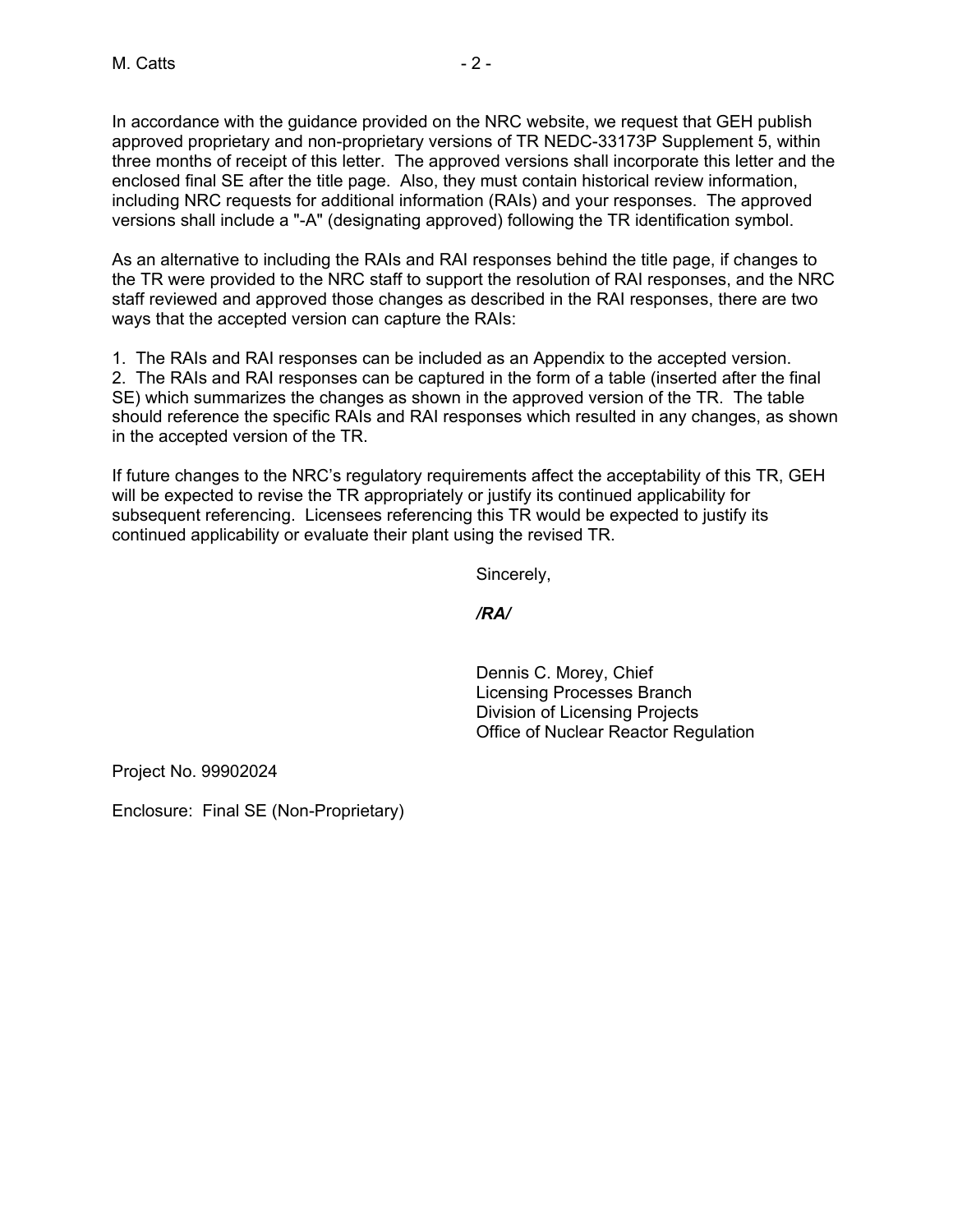In accordance with the guidance provided on the NRC website, we request that GEH publish approved proprietary and non-proprietary versions of TR NEDC-33173P Supplement 5, within three months of receipt of this letter. The approved versions shall incorporate this letter and the enclosed final SE after the title page. Also, they must contain historical review information, including NRC requests for additional information (RAIs) and your responses. The approved versions shall include a "-A" (designating approved) following the TR identification symbol.

As an alternative to including the RAIs and RAI responses behind the title page, if changes to the TR were provided to the NRC staff to support the resolution of RAI responses, and the NRC staff reviewed and approved those changes as described in the RAI responses, there are two ways that the accepted version can capture the RAIs:

1. The RAIs and RAI responses can be included as an Appendix to the accepted version.
2. The RAIs and RAI responses can be captured in the form of a table (inserted after the final SE) which summarizes the changes as shown in the approved version of the TR. The table should reference the specific RAIs and RAI responses which resulted in any changes, as shown in the accepted version of the TR.

If future changes to the NRC's regulatory requirements affect the acceptability of this TR, GEH will be expected to revise the TR appropriately or justify its continued applicability for subsequent referencing. Licensees referencing this TR would be expected to justify its continued applicability or evaluate their plant using the revised TR.

Sincerely,

***/RA/***

Dennis C. Morey, Chief
Licensing Processes Branch
Division of Licensing Projects
Office of Nuclear Reactor Regulation

Project No. 99902024

Enclosure: Final SE (Non-Proprietary)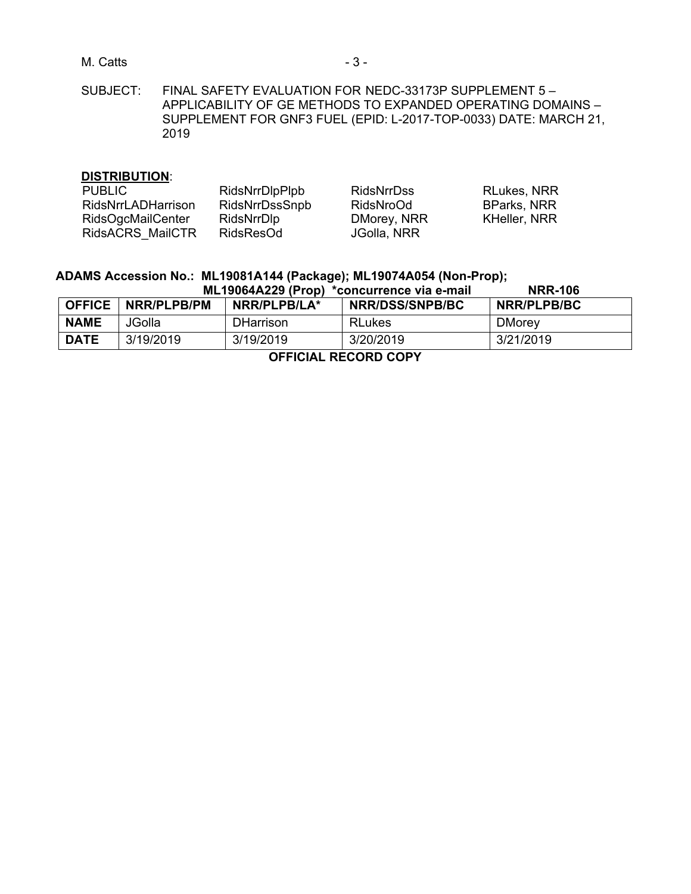SUBJECT: FINAL SAFETY EVALUATION FOR NEDC-33173P SUPPLEMENT 5 – APPLICABILITY OF GE METHODS TO EXPANDED OPERATING DOMAINS – SUPPLEMENT FOR GNF3 FUEL (EPID: L-2017-TOP-0033) DATE: MARCH 21, 2019

**DISTRIBUTION**:

| | | | |
|---|---|---|---|
| PUBLIC | RidsNrrDlpPlpb | RidsNrrDss | RLukes, NRR |
| RidsNrrLADHarrison | RidsNrrDssSnpb | RidsNroOd | BParks, NRR |
| RidsOgcMailCenter | RidsNrrDlp | DMorey, NRR | KHeller, NRR |
| RidsACRS_MailCTR | RidsResOd | JGolla, NRR | |

**ADAMS Accession No.: ML19081A144 (Package); ML19074A054 (Non-Prop); ML19064A229 (Prop) *concurrence via e-mail NRR-106**

| **OFFICE** | **NRR/PLPB/PM** | **NRR/PLPB/LA*** | **NRR/DSS/SNPB/BC** | **NRR/PLPB/BC** |
|---|---|---|---|---|
| **NAME** | JGolla | DHarrison | RLukes | DMorey |
| **DATE** | 3/19/2019 | 3/19/2019 | 3/20/2019 | 3/21/2019 |

**OFFICIAL RECORD COPY**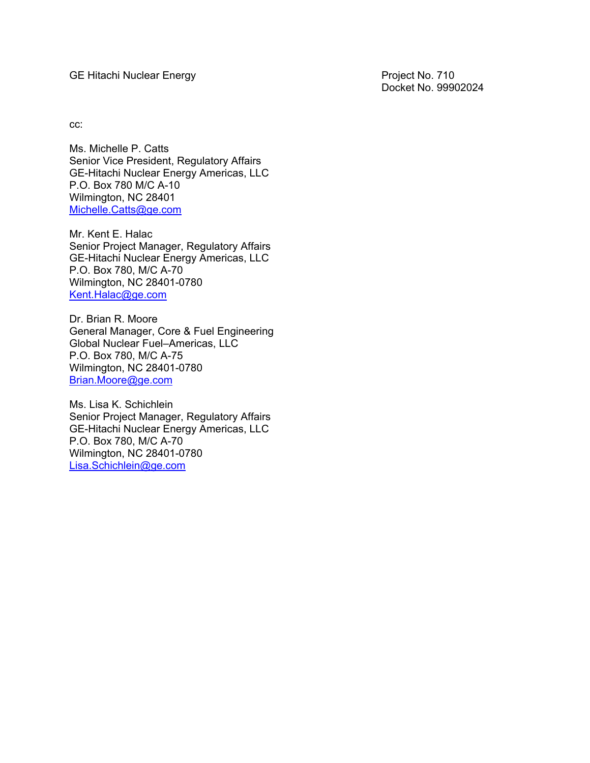GE Hitachi Nuclear Energy

Project No. 710
Docket No. 99902024

cc:

Ms. Michelle P. Catts
Senior Vice President, Regulatory Affairs
GE-Hitachi Nuclear Energy Americas, LLC
P.O. Box 780 M/C A-10
Wilmington, NC 28401
Michelle.Catts@ge.com

Mr. Kent E. Halac
Senior Project Manager, Regulatory Affairs
GE-Hitachi Nuclear Energy Americas, LLC
P.O. Box 780, M/C A-70
Wilmington, NC 28401-0780
Kent.Halac@ge.com

Dr. Brian R. Moore
General Manager, Core & Fuel Engineering
Global Nuclear Fuel–Americas, LLC
P.O. Box 780, M/C A-75
Wilmington, NC 28401-0780
Brian.Moore@ge.com

Ms. Lisa K. Schichlein
Senior Project Manager, Regulatory Affairs
GE-Hitachi Nuclear Energy Americas, LLC
P.O. Box 780, M/C A-70
Wilmington, NC 28401-0780
Lisa.Schichlein@ge.com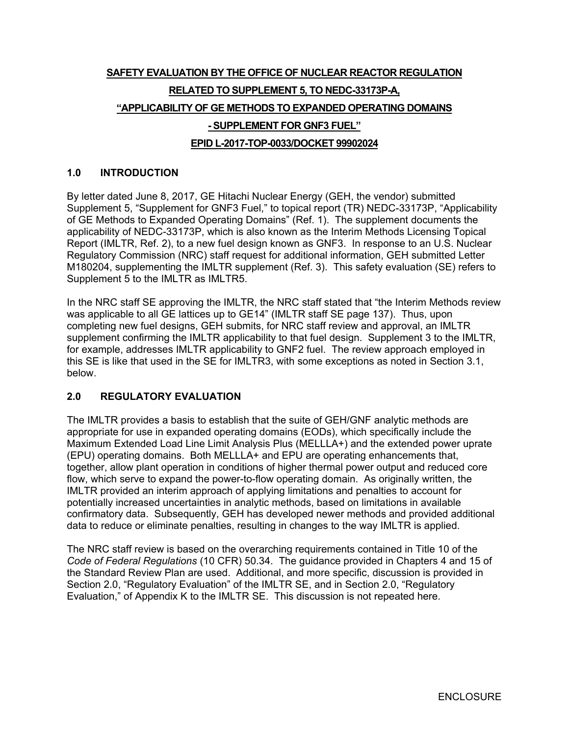**SAFETY EVALUATION BY THE OFFICE OF NUCLEAR REACTOR REGULATION**

**RELATED TO SUPPLEMENT 5, TO NEDC-33173P-A,**

**"APPLICABILITY OF GE METHODS TO EXPANDED OPERATING DOMAINS**

**- SUPPLEMENT FOR GNF3 FUEL"**

**EPID L-2017-TOP-0033/DOCKET 99902024**

## 1.0 INTRODUCTION

By letter dated June 8, 2017, GE Hitachi Nuclear Energy (GEH, the vendor) submitted Supplement 5, "Supplement for GNF3 Fuel," to topical report (TR) NEDC-33173P, "Applicability of GE Methods to Expanded Operating Domains" (Ref. 1). The supplement documents the applicability of NEDC-33173P, which is also known as the Interim Methods Licensing Topical Report (IMLTR, Ref. 2), to a new fuel design known as GNF3. In response to an U.S. Nuclear Regulatory Commission (NRC) staff request for additional information, GEH submitted Letter M180204, supplementing the IMLTR supplement (Ref. 3). This safety evaluation (SE) refers to Supplement 5 to the IMLTR as IMLTR5.

In the NRC staff SE approving the IMLTR, the NRC staff stated that "the Interim Methods review was applicable to all GE lattices up to GE14" (IMLTR staff SE page 137). Thus, upon completing new fuel designs, GEH submits, for NRC staff review and approval, an IMLTR supplement confirming the IMLTR applicability to that fuel design. Supplement 3 to the IMLTR, for example, addresses IMLTR applicability to GNF2 fuel. The review approach employed in this SE is like that used in the SE for IMLTR3, with some exceptions as noted in Section 3.1, below.

## 2.0 REGULATORY EVALUATION

The IMLTR provides a basis to establish that the suite of GEH/GNF analytic methods are appropriate for use in expanded operating domains (EODs), which specifically include the Maximum Extended Load Line Limit Analysis Plus (MELLLA+) and the extended power uprate (EPU) operating domains. Both MELLLA+ and EPU are operating enhancements that, together, allow plant operation in conditions of higher thermal power output and reduced core flow, which serve to expand the power-to-flow operating domain. As originally written, the IMLTR provided an interim approach of applying limitations and penalties to account for potentially increased uncertainties in analytic methods, based on limitations in available confirmatory data. Subsequently, GEH has developed newer methods and provided additional data to reduce or eliminate penalties, resulting in changes to the way IMLTR is applied.

The NRC staff review is based on the overarching requirements contained in Title 10 of the *Code of Federal Regulations* (10 CFR) 50.34. The guidance provided in Chapters 4 and 15 of the Standard Review Plan are used. Additional, and more specific, discussion is provided in Section 2.0, "Regulatory Evaluation" of the IMLTR SE, and in Section 2.0, "Regulatory Evaluation," of Appendix K to the IMLTR SE. This discussion is not repeated here.

ENCLOSURE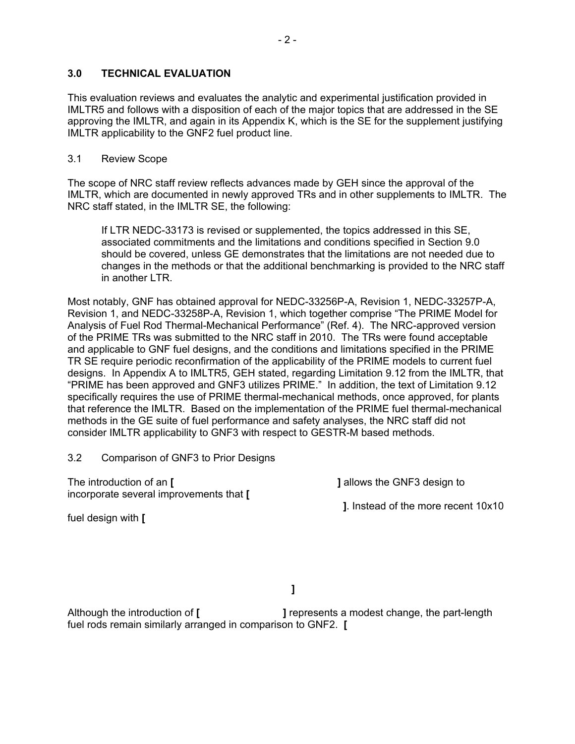## 3.0 TECHNICAL EVALUATION

This evaluation reviews and evaluates the analytic and experimental justification provided in IMLTR5 and follows with a disposition of each of the major topics that are addressed in the SE approving the IMLTR, and again in its Appendix K, which is the SE for the supplement justifying IMLTR applicability to the GNF2 fuel product line.

### 3.1 Review Scope

The scope of NRC staff review reflects advances made by GEH since the approval of the IMLTR, which are documented in newly approved TRs and in other supplements to IMLTR. The NRC staff stated, in the IMLTR SE, the following:

> If LTR NEDC-33173 is revised or supplemented, the topics addressed in this SE, associated commitments and the limitations and conditions specified in Section 9.0 should be covered, unless GE demonstrates that the limitations are not needed due to changes in the methods or that the additional benchmarking is provided to the NRC staff in another LTR.

Most notably, GNF has obtained approval for NEDC-33256P-A, Revision 1, NEDC-33257P-A, Revision 1, and NEDC-33258P-A, Revision 1, which together comprise "The PRIME Model for Analysis of Fuel Rod Thermal-Mechanical Performance" (Ref. 4). The NRC-approved version of the PRIME TRs was submitted to the NRC staff in 2010. The TRs were found acceptable and applicable to GNF fuel designs, and the conditions and limitations specified in the PRIME TR SE require periodic reconfirmation of the applicability of the PRIME models to current fuel designs. In Appendix A to IMLTR5, GEH stated, regarding Limitation 9.12 from the IMLTR, that "PRIME has been approved and GNF3 utilizes PRIME." In addition, the text of Limitation 9.12 specifically requires the use of PRIME thermal-mechanical methods, once approved, for plants that reference the IMLTR. Based on the implementation of the PRIME fuel thermal-mechanical methods in the GE suite of fuel performance and safety analyses, the NRC staff did not consider IMLTR applicability to GNF3 with respect to GESTR-M based methods.

### 3.2 Comparison of GNF3 to Prior Designs

The introduction of an **[ ]** allows the GNF3 design to incorporate several improvements that **[ ]**. Instead of the more recent 10x10 fuel design with **[ ]**

Although the introduction of **[ ]** represents a modest change, the part-length fuel rods remain similarly arranged in comparison to GNF2. **[**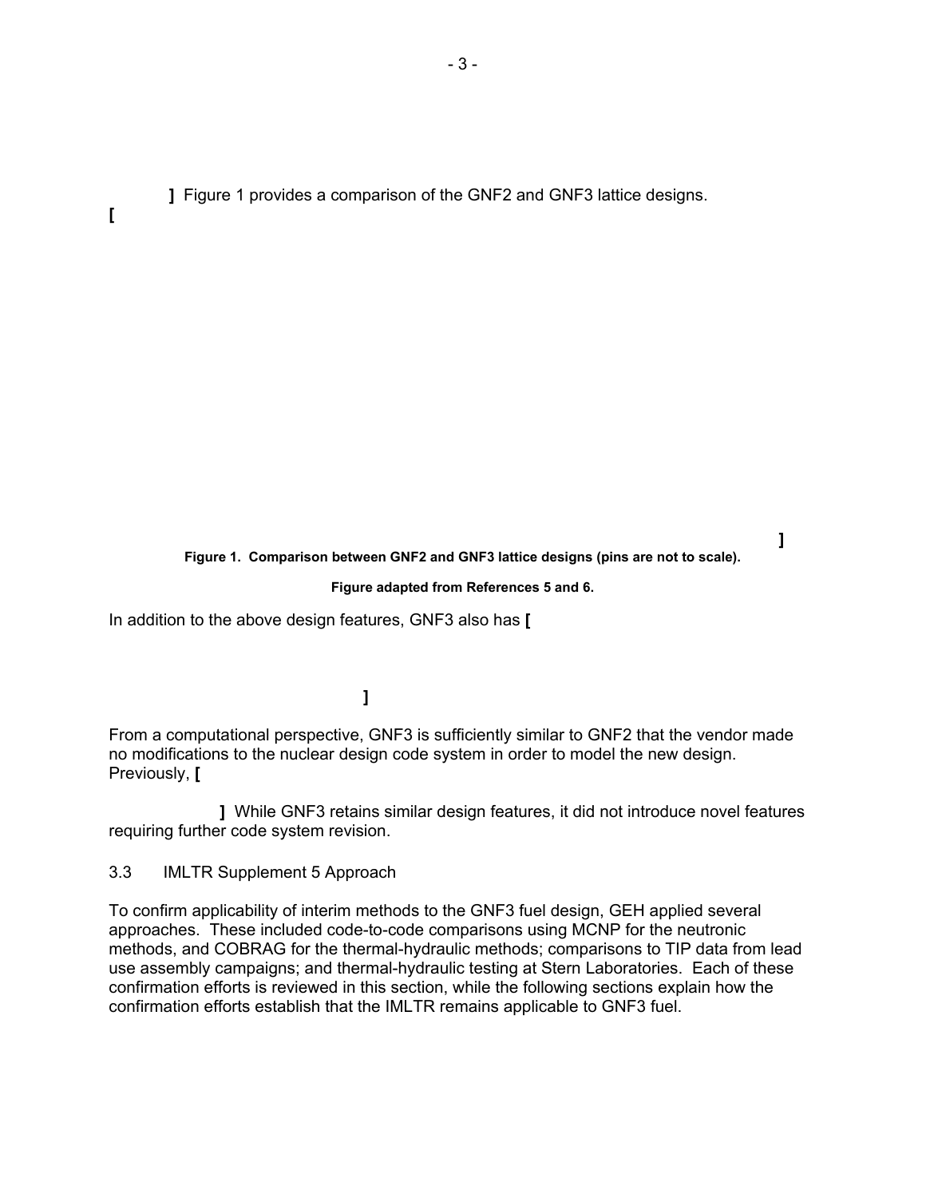**]** Figure 1 provides a comparison of the GNF2 and GNF3 lattice designs.

**[**

**]**

**Figure 1. Comparison between GNF2 and GNF3 lattice designs (pins are not to scale).**

**Figure adapted from References 5 and 6.**

In addition to the above design features, GNF3 also has **[**

**]**

From a computational perspective, GNF3 is sufficiently similar to GNF2 that the vendor made no modifications to the nuclear design code system in order to model the new design. Previously, **[**

**]** While GNF3 retains similar design features, it did not introduce novel features requiring further code system revision.

3.3 IMLTR Supplement 5 Approach

To confirm applicability of interim methods to the GNF3 fuel design, GEH applied several approaches. These included code-to-code comparisons using MCNP for the neutronic methods, and COBRAG for the thermal-hydraulic methods; comparisons to TIP data from lead use assembly campaigns; and thermal-hydraulic testing at Stern Laboratories. Each of these confirmation efforts is reviewed in this section, while the following sections explain how the confirmation efforts establish that the IMLTR remains applicable to GNF3 fuel.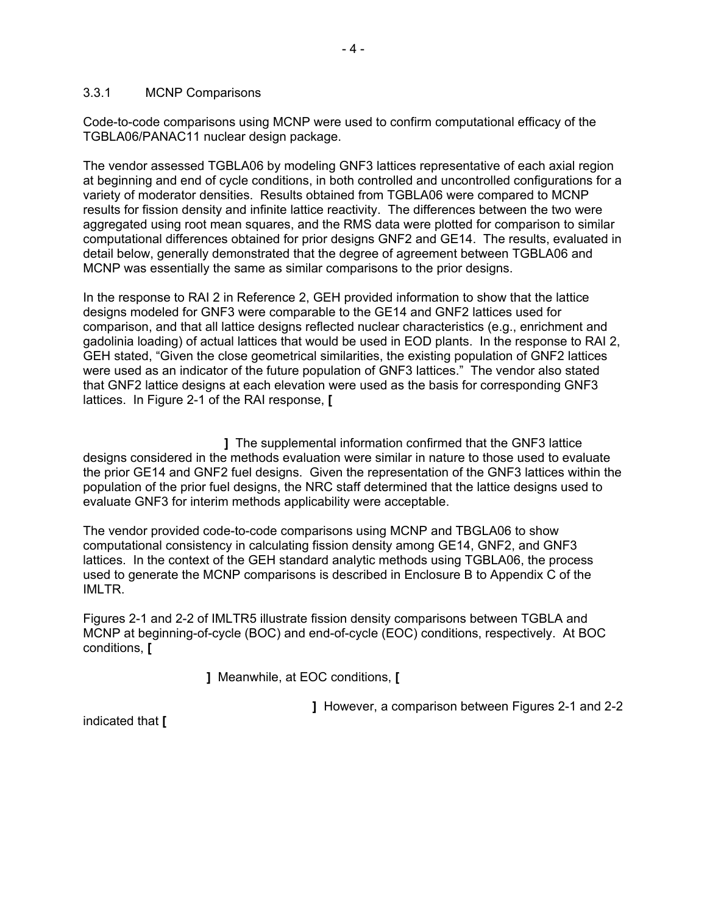### 3.3.1 MCNP Comparisons

Code-to-code comparisons using MCNP were used to confirm computational efficacy of the TGBLA06/PANAC11 nuclear design package.

The vendor assessed TGBLA06 by modeling GNF3 lattices representative of each axial region at beginning and end of cycle conditions, in both controlled and uncontrolled configurations for a variety of moderator densities. Results obtained from TGBLA06 were compared to MCNP results for fission density and infinite lattice reactivity. The differences between the two were aggregated using root mean squares, and the RMS data were plotted for comparison to similar computational differences obtained for prior designs GNF2 and GE14. The results, evaluated in detail below, generally demonstrated that the degree of agreement between TGBLA06 and MCNP was essentially the same as similar comparisons to the prior designs.

In the response to RAI 2 in Reference 2, GEH provided information to show that the lattice designs modeled for GNF3 were comparable to the GE14 and GNF2 lattices used for comparison, and that all lattice designs reflected nuclear characteristics (e.g., enrichment and gadolinia loading) of actual lattices that would be used in EOD plants. In the response to RAI 2, GEH stated, "Given the close geometrical similarities, the existing population of GNF2 lattices were used as an indicator of the future population of GNF3 lattices." The vendor also stated that GNF2 lattice designs at each elevation were used as the basis for corresponding GNF3 lattices. In Figure 2-1 of the RAI response, **[**

**]** The supplemental information confirmed that the GNF3 lattice designs considered in the methods evaluation were similar in nature to those used to evaluate the prior GE14 and GNF2 fuel designs. Given the representation of the GNF3 lattices within the population of the prior fuel designs, the NRC staff determined that the lattice designs used to evaluate GNF3 for interim methods applicability were acceptable.

The vendor provided code-to-code comparisons using MCNP and TBGLA06 to show computational consistency in calculating fission density among GE14, GNF2, and GNF3 lattices. In the context of the GEH standard analytic methods using TGBLA06, the process used to generate the MCNP comparisons is described in Enclosure B to Appendix C of the IMLTR.

Figures 2-1 and 2-2 of IMLTR5 illustrate fission density comparisons between TGBLA and MCNP at beginning-of-cycle (BOC) and end-of-cycle (EOC) conditions, respectively. At BOC conditions, **[**

**]** Meanwhile, at EOC conditions, **[**

**]** However, a comparison between Figures 2-1 and 2-2 indicated that **[**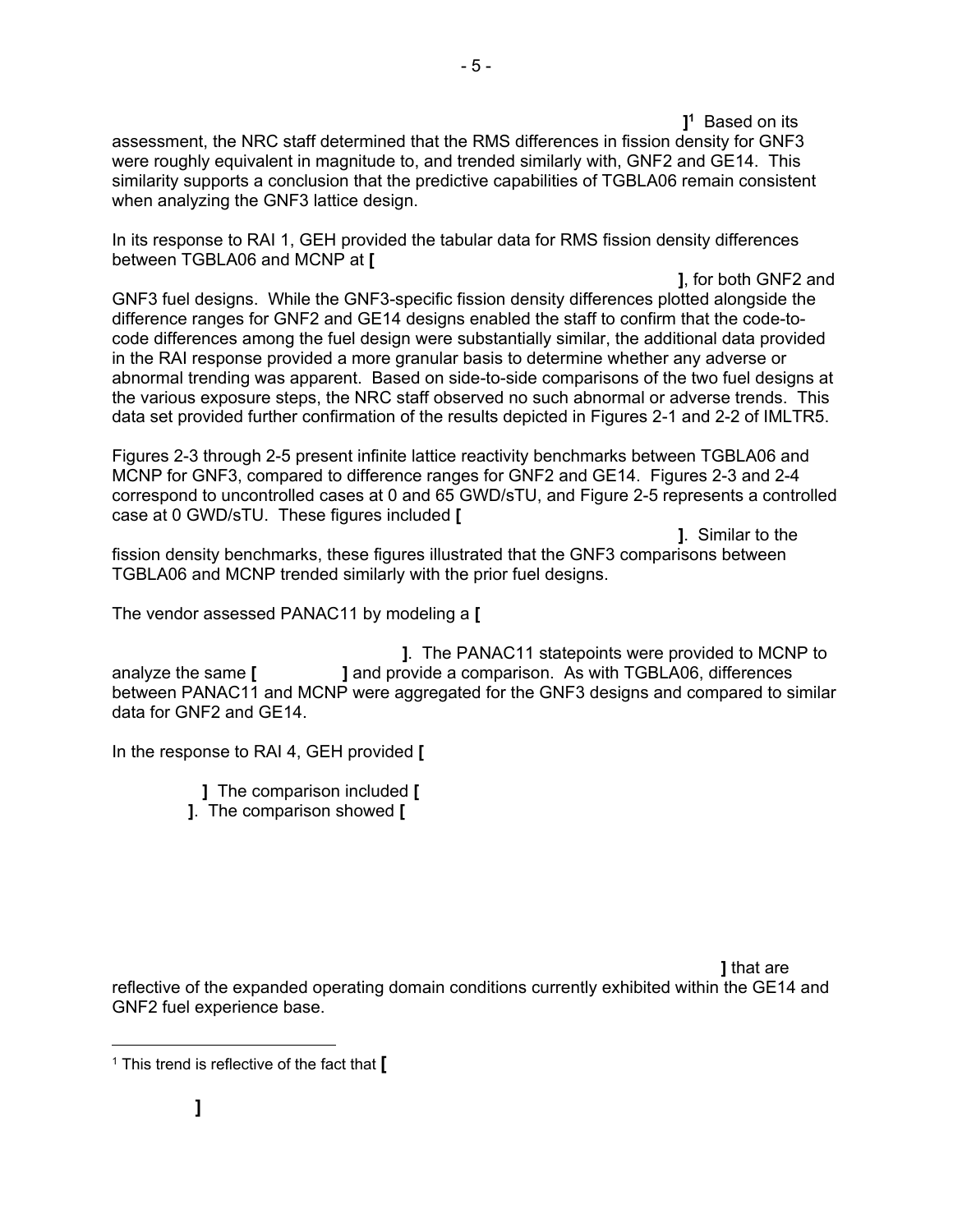]<sup>1</sup>

Wait — footnote markers should be bracketed.

]
[1] Based on its assessment, the NRC staff determined that the RMS differences in fission density for GNF3 were roughly equivalent in magnitude to, and trended similarly with, GNF2 and GE14. This similarity supports a conclusion that the predictive capabilities of TGBLA06 remain consistent when analyzing the GNF3 lattice design.

In its response to RAI 1, GEH provided the tabular data for RMS fission density differences between TGBLA06 and MCNP at **[** **]**, for both GNF2 and GNF3 fuel designs. While the GNF3-specific fission density differences plotted alongside the difference ranges for GNF2 and GE14 designs enabled the staff to confirm that the code-to-code differences among the fuel design were substantially similar, the additional data provided in the RAI response provided a more granular basis to determine whether any adverse or abnormal trending was apparent. Based on side-to-side comparisons of the two fuel designs at the various exposure steps, the NRC staff observed no such abnormal or adverse trends. This data set provided further confirmation of the results depicted in Figures 2-1 and 2-2 of IMLTR5.

Figures 2-3 through 2-5 present infinite lattice reactivity benchmarks between TGBLA06 and MCNP for GNF3, compared to difference ranges for GNF2 and GE14. Figures 2-3 and 2-4 correspond to uncontrolled cases at 0 and 65 GWD/sTU, and Figure 2-5 represents a controlled case at 0 GWD/sTU. These figures included **[** **]**. Similar to the fission density benchmarks, these figures illustrated that the GNF3 comparisons between TGBLA06 and MCNP trended similarly with the prior fuel designs.

The vendor assessed PANAC11 by modeling a **[** **]**. The PANAC11 statepoints were provided to MCNP to analyze the same **[** **]** and provide a comparison. As with TGBLA06, differences between PANAC11 and MCNP were aggregated for the GNF3 designs and compared to similar data for GNF2 and GE14.

In the response to RAI 4, GEH provided **[** **]** The comparison included **[** **]**. The comparison showed **[** **]** that are reflective of the expanded operating domain conditions currently exhibited within the GE14 and GNF2 fuel experience base.

---

[1] This trend is reflective of the fact that **[** **]**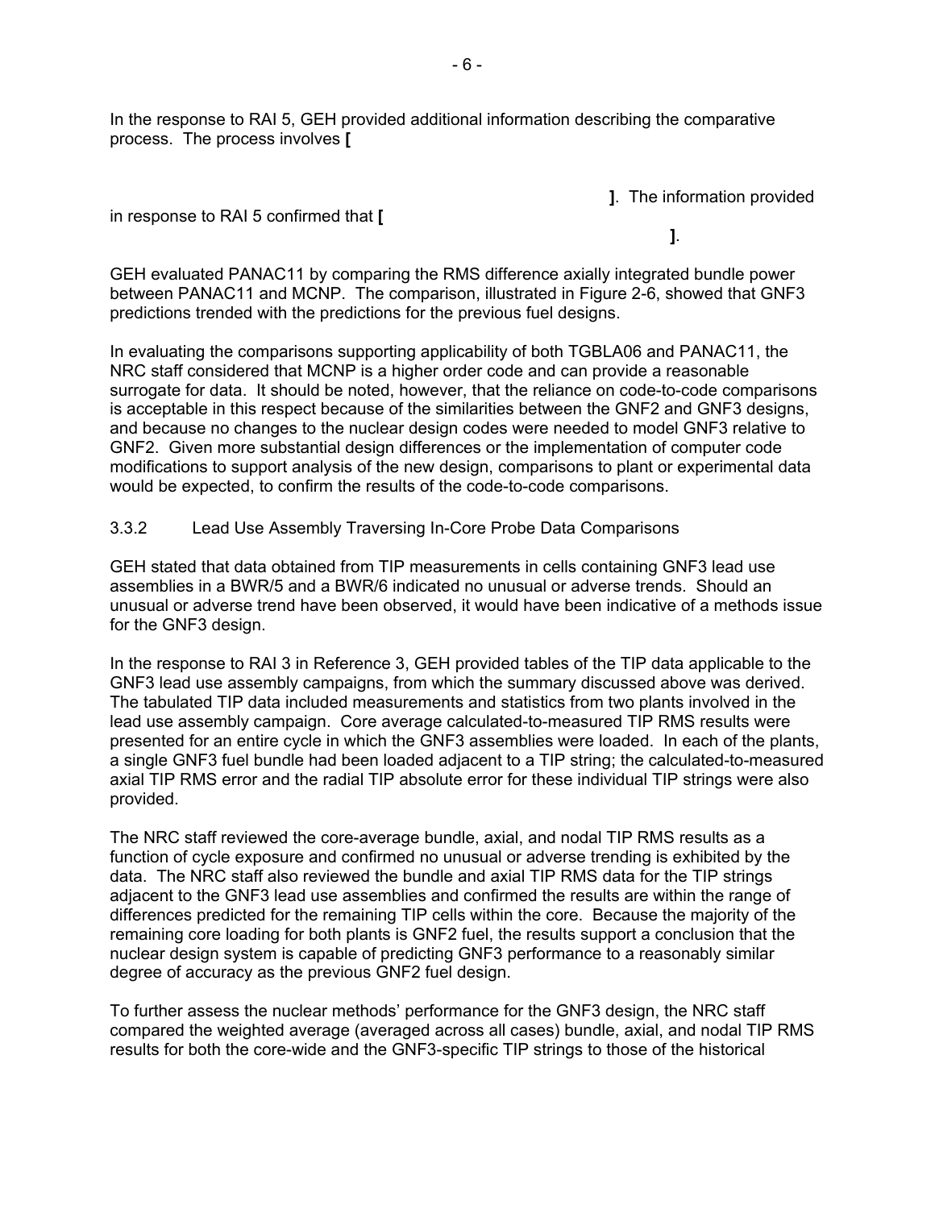In the response to RAI 5, GEH provided additional information describing the comparative process. The process involves [

]. The information provided in response to RAI 5 confirmed that [

].

GEH evaluated PANAC11 by comparing the RMS difference axially integrated bundle power between PANAC11 and MCNP. The comparison, illustrated in Figure 2-6, showed that GNF3 predictions trended with the predictions for the previous fuel designs.

In evaluating the comparisons supporting applicability of both TGBLA06 and PANAC11, the NRC staff considered that MCNP is a higher order code and can provide a reasonable surrogate for data. It should be noted, however, that the reliance on code-to-code comparisons is acceptable in this respect because of the similarities between the GNF2 and GNF3 designs, and because no changes to the nuclear design codes were needed to model GNF3 relative to GNF2. Given more substantial design differences or the implementation of computer code modifications to support analysis of the new design, comparisons to plant or experimental data would be expected, to confirm the results of the code-to-code comparisons.

### 3.3.2 Lead Use Assembly Traversing In-Core Probe Data Comparisons

GEH stated that data obtained from TIP measurements in cells containing GNF3 lead use assemblies in a BWR/5 and a BWR/6 indicated no unusual or adverse trends. Should an unusual or adverse trend have been observed, it would have been indicative of a methods issue for the GNF3 design.

In the response to RAI 3 in Reference 3, GEH provided tables of the TIP data applicable to the GNF3 lead use assembly campaigns, from which the summary discussed above was derived. The tabulated TIP data included measurements and statistics from two plants involved in the lead use assembly campaign. Core average calculated-to-measured TIP RMS results were presented for an entire cycle in which the GNF3 assemblies were loaded. In each of the plants, a single GNF3 fuel bundle had been loaded adjacent to a TIP string; the calculated-to-measured axial TIP RMS error and the radial TIP absolute error for these individual TIP strings were also provided.

The NRC staff reviewed the core-average bundle, axial, and nodal TIP RMS results as a function of cycle exposure and confirmed no unusual or adverse trending is exhibited by the data. The NRC staff also reviewed the bundle and axial TIP RMS data for the TIP strings adjacent to the GNF3 lead use assemblies and confirmed the results are within the range of differences predicted for the remaining TIP cells within the core. Because the majority of the remaining core loading for both plants is GNF2 fuel, the results support a conclusion that the nuclear design system is capable of predicting GNF3 performance to a reasonably similar degree of accuracy as the previous GNF2 fuel design.

To further assess the nuclear methods' performance for the GNF3 design, the NRC staff compared the weighted average (averaged across all cases) bundle, axial, and nodal TIP RMS results for both the core-wide and the GNF3-specific TIP strings to those of the historical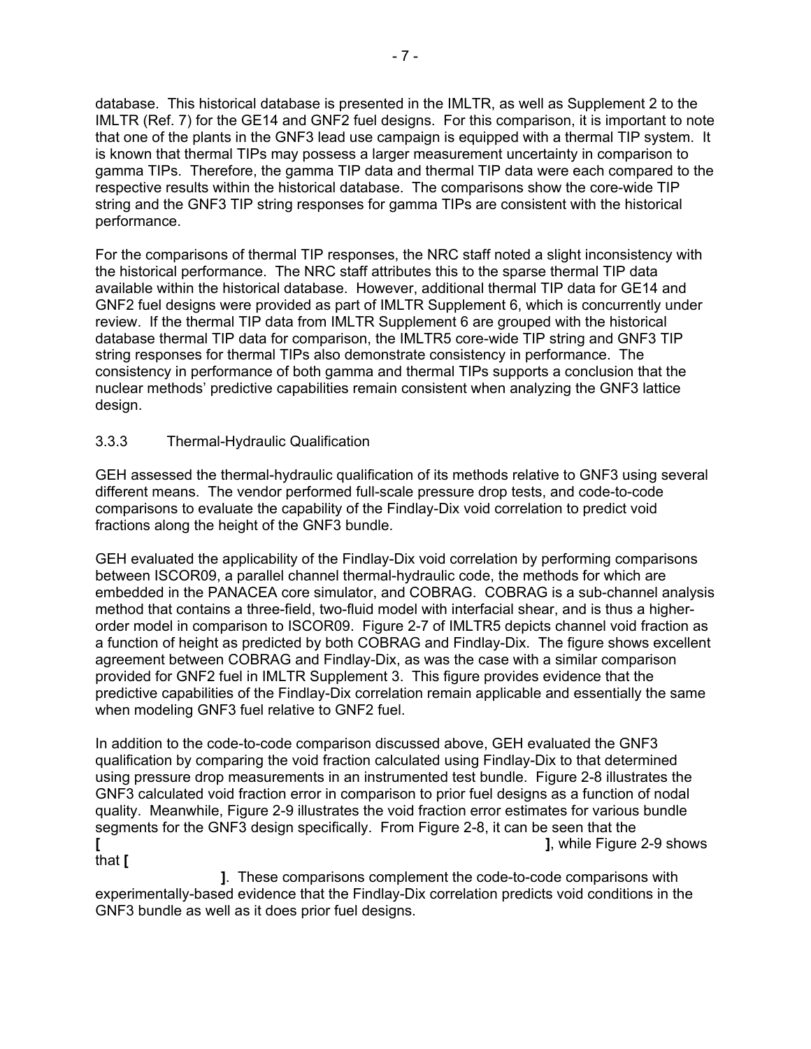database. This historical database is presented in the IMLTR, as well as Supplement 2 to the IMLTR (Ref. 7) for the GE14 and GNF2 fuel designs. For this comparison, it is important to note that one of the plants in the GNF3 lead use campaign is equipped with a thermal TIP system. It is known that thermal TIPs may possess a larger measurement uncertainty in comparison to gamma TIPs. Therefore, the gamma TIP data and thermal TIP data were each compared to the respective results within the historical database. The comparisons show the core-wide TIP string and the GNF3 TIP string responses for gamma TIPs are consistent with the historical performance.

For the comparisons of thermal TIP responses, the NRC staff noted a slight inconsistency with the historical performance. The NRC staff attributes this to the sparse thermal TIP data available within the historical database. However, additional thermal TIP data for GE14 and GNF2 fuel designs were provided as part of IMLTR Supplement 6, which is concurrently under review. If the thermal TIP data from IMLTR Supplement 6 are grouped with the historical database thermal TIP data for comparison, the IMLTR5 core-wide TIP string and GNF3 TIP string responses for thermal TIPs also demonstrate consistency in performance. The consistency in performance of both gamma and thermal TIPs supports a conclusion that the nuclear methods' predictive capabilities remain consistent when analyzing the GNF3 lattice design.

### 3.3.3 Thermal-Hydraulic Qualification

GEH assessed the thermal-hydraulic qualification of its methods relative to GNF3 using several different means. The vendor performed full-scale pressure drop tests, and code-to-code comparisons to evaluate the capability of the Findlay-Dix void correlation to predict void fractions along the height of the GNF3 bundle.

GEH evaluated the applicability of the Findlay-Dix void correlation by performing comparisons between ISCOR09, a parallel channel thermal-hydraulic code, the methods for which are embedded in the PANACEA core simulator, and COBRAG. COBRAG is a sub-channel analysis method that contains a three-field, two-fluid model with interfacial shear, and is thus a higher-order model in comparison to ISCOR09. Figure 2-7 of IMLTR5 depicts channel void fraction as a function of height as predicted by both COBRAG and Findlay-Dix. The figure shows excellent agreement between COBRAG and Findlay-Dix, as was the case with a similar comparison provided for GNF2 fuel in IMLTR Supplement 3. This figure provides evidence that the predictive capabilities of the Findlay-Dix correlation remain applicable and essentially the same when modeling GNF3 fuel relative to GNF2 fuel.

In addition to the code-to-code comparison discussed above, GEH evaluated the GNF3 qualification by comparing the void fraction calculated using Findlay-Dix to that determined using pressure drop measurements in an instrumented test bundle. Figure 2-8 illustrates the GNF3 calculated void fraction error in comparison to prior fuel designs as a function of nodal quality. Meanwhile, Figure 2-9 illustrates the void fraction error estimates for various bundle segments for the GNF3 design specifically. From Figure 2-8, it can be seen that the **[** **]**, while Figure 2-9 shows that **[** **]**. These comparisons complement the code-to-code comparisons with experimentally-based evidence that the Findlay-Dix correlation predicts void conditions in the GNF3 bundle as well as it does prior fuel designs.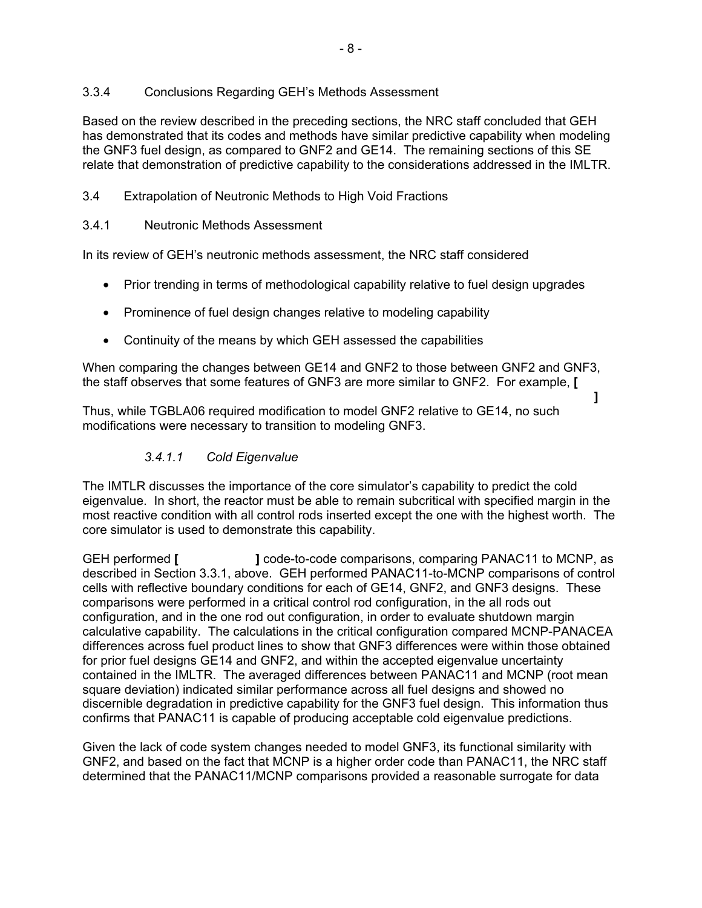### 3.3.4 Conclusions Regarding GEH's Methods Assessment

Based on the review described in the preceding sections, the NRC staff concluded that GEH has demonstrated that its codes and methods have similar predictive capability when modeling the GNF3 fuel design, as compared to GNF2 and GE14. The remaining sections of this SE relate that demonstration of predictive capability to the considerations addressed in the IMLTR.

## 3.4 Extrapolation of Neutronic Methods to High Void Fractions

### 3.4.1 Neutronic Methods Assessment

In its review of GEH's neutronic methods assessment, the NRC staff considered

- Prior trending in terms of methodological capability relative to fuel design upgrades
- Prominence of fuel design changes relative to modeling capability
- Continuity of the means by which GEH assessed the capabilities

When comparing the changes between GE14 and GNF2 to those between GNF2 and GNF3, the staff observes that some features of GNF3 are more similar to GNF2. For example, **[ ]** Thus, while TGBLA06 required modification to model GNF2 relative to GE14, no such modifications were necessary to transition to modeling GNF3.

#### *3.4.1.1 Cold Eigenvalue*

The IMTLR discusses the importance of the core simulator's capability to predict the cold eigenvalue. In short, the reactor must be able to remain subcritical with specified margin in the most reactive condition with all control rods inserted except the one with the highest worth. The core simulator is used to demonstrate this capability.

GEH performed **[ ]** code-to-code comparisons, comparing PANAC11 to MCNP, as described in Section 3.3.1, above. GEH performed PANAC11-to-MCNP comparisons of control cells with reflective boundary conditions for each of GE14, GNF2, and GNF3 designs. These comparisons were performed in a critical control rod configuration, in the all rods out configuration, and in the one rod out configuration, in order to evaluate shutdown margin calculative capability. The calculations in the critical configuration compared MCNP-PANACEA differences across fuel product lines to show that GNF3 differences were within those obtained for prior fuel designs GE14 and GNF2, and within the accepted eigenvalue uncertainty contained in the IMLTR. The averaged differences between PANAC11 and MCNP (root mean square deviation) indicated similar performance across all fuel designs and showed no discernible degradation in predictive capability for the GNF3 fuel design. This information thus confirms that PANAC11 is capable of producing acceptable cold eigenvalue predictions.

Given the lack of code system changes needed to model GNF3, its functional similarity with GNF2, and based on the fact that MCNP is a higher order code than PANAC11, the NRC staff determined that the PANAC11/MCNP comparisons provided a reasonable surrogate for data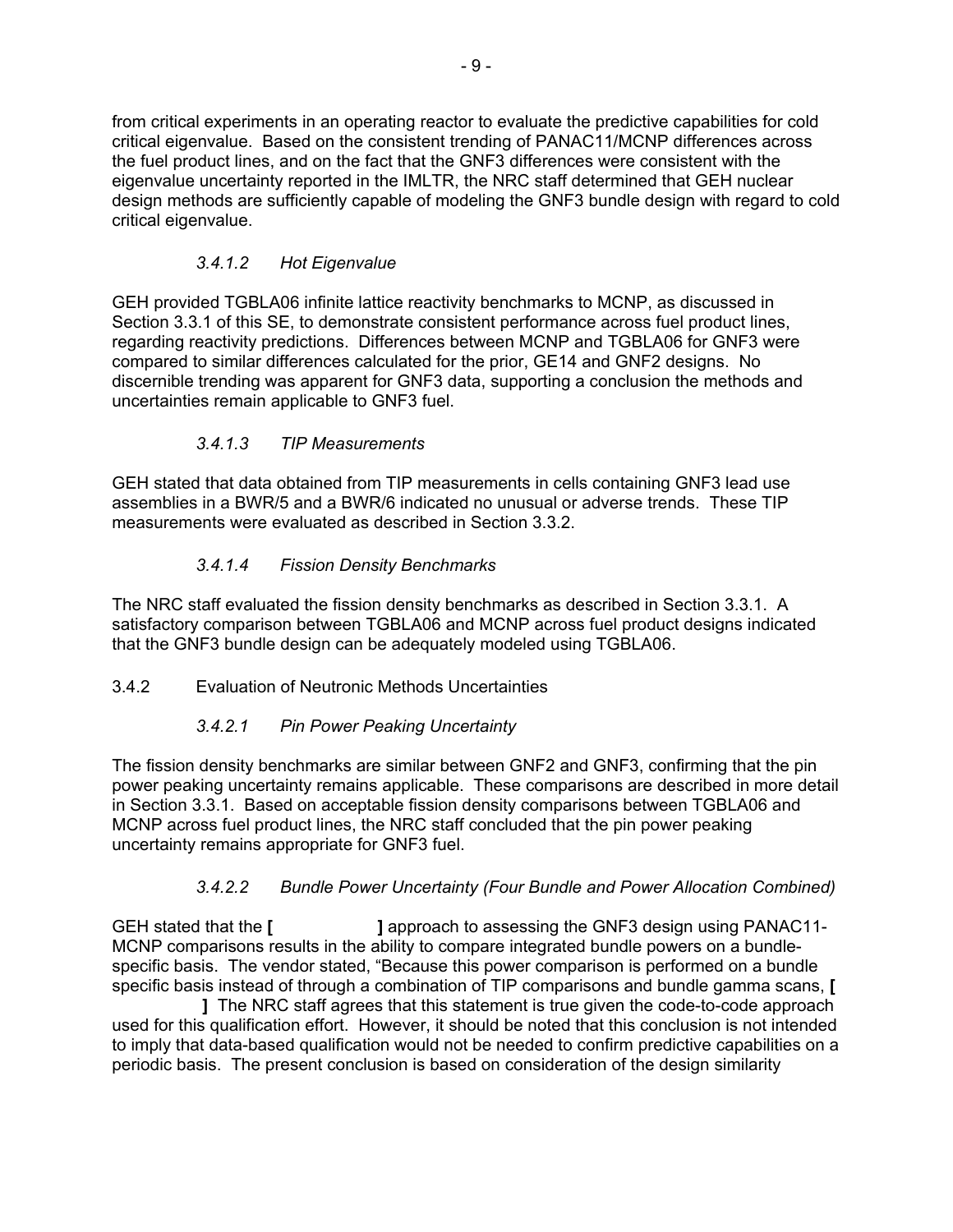from critical experiments in an operating reactor to evaluate the predictive capabilities for cold critical eigenvalue. Based on the consistent trending of PANAC11/MCNP differences across the fuel product lines, and on the fact that the GNF3 differences were consistent with the eigenvalue uncertainty reported in the IMLTR, the NRC staff determined that GEH nuclear design methods are sufficiently capable of modeling the GNF3 bundle design with regard to cold critical eigenvalue.

#### *3.4.1.2 Hot Eigenvalue*

GEH provided TGBLA06 infinite lattice reactivity benchmarks to MCNP, as discussed in Section 3.3.1 of this SE, to demonstrate consistent performance across fuel product lines, regarding reactivity predictions. Differences between MCNP and TGBLA06 for GNF3 were compared to similar differences calculated for the prior, GE14 and GNF2 designs. No discernible trending was apparent for GNF3 data, supporting a conclusion the methods and uncertainties remain applicable to GNF3 fuel.

#### *3.4.1.3 TIP Measurements*

GEH stated that data obtained from TIP measurements in cells containing GNF3 lead use assemblies in a BWR/5 and a BWR/6 indicated no unusual or adverse trends. These TIP measurements were evaluated as described in Section 3.3.2.

#### *3.4.1.4 Fission Density Benchmarks*

The NRC staff evaluated the fission density benchmarks as described in Section 3.3.1. A satisfactory comparison between TGBLA06 and MCNP across fuel product designs indicated that the GNF3 bundle design can be adequately modeled using TGBLA06.

### 3.4.2 Evaluation of Neutronic Methods Uncertainties

#### *3.4.2.1 Pin Power Peaking Uncertainty*

The fission density benchmarks are similar between GNF2 and GNF3, confirming that the pin power peaking uncertainty remains applicable. These comparisons are described in more detail in Section 3.3.1. Based on acceptable fission density comparisons between TGBLA06 and MCNP across fuel product lines, the NRC staff concluded that the pin power peaking uncertainty remains appropriate for GNF3 fuel.

#### *3.4.2.2 Bundle Power Uncertainty (Four Bundle and Power Allocation Combined)*

GEH stated that the **[ ]** approach to assessing the GNF3 design using PANAC11-MCNP comparisons results in the ability to compare integrated bundle powers on a bundle-specific basis. The vendor stated, "Because this power comparison is performed on a bundle specific basis instead of through a combination of TIP comparisons and bundle gamma scans, **[ ]** The NRC staff agrees that this statement is true given the code-to-code approach used for this qualification effort. However, it should be noted that this conclusion is not intended to imply that data-based qualification would not be needed to confirm predictive capabilities on a periodic basis. The present conclusion is based on consideration of the design similarity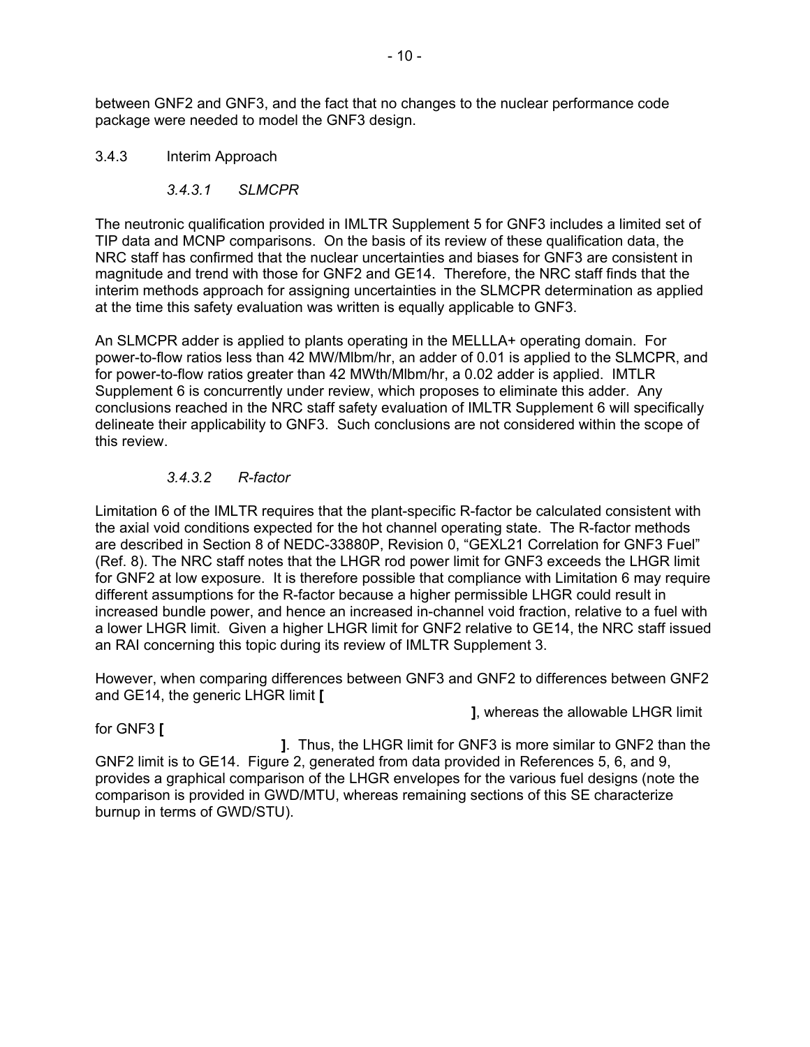between GNF2 and GNF3, and the fact that no changes to the nuclear performance code package were needed to model the GNF3 design.

### 3.4.3 Interim Approach

#### *3.4.3.1 SLMCPR*

The neutronic qualification provided in IMLTR Supplement 5 for GNF3 includes a limited set of TIP data and MCNP comparisons. On the basis of its review of these qualification data, the NRC staff has confirmed that the nuclear uncertainties and biases for GNF3 are consistent in magnitude and trend with those for GNF2 and GE14. Therefore, the NRC staff finds that the interim methods approach for assigning uncertainties in the SLMCPR determination as applied at the time this safety evaluation was written is equally applicable to GNF3.

An SLMCPR adder is applied to plants operating in the MELLLA+ operating domain. For power-to-flow ratios less than 42 MW/Mlbm/hr, an adder of 0.01 is applied to the SLMCPR, and for power-to-flow ratios greater than 42 MWth/Mlbm/hr, a 0.02 adder is applied. IMTLR Supplement 6 is concurrently under review, which proposes to eliminate this adder. Any conclusions reached in the NRC staff safety evaluation of IMLTR Supplement 6 will specifically delineate their applicability to GNF3. Such conclusions are not considered within the scope of this review.

#### *3.4.3.2 R-factor*

Limitation 6 of the IMLTR requires that the plant-specific R-factor be calculated consistent with the axial void conditions expected for the hot channel operating state. The R-factor methods are described in Section 8 of NEDC-33880P, Revision 0, "GEXL21 Correlation for GNF3 Fuel" (Ref. 8). The NRC staff notes that the LHGR rod power limit for GNF3 exceeds the LHGR limit for GNF2 at low exposure. It is therefore possible that compliance with Limitation 6 may require different assumptions for the R-factor because a higher permissible LHGR could result in increased bundle power, and hence an increased in-channel void fraction, relative to a fuel with a lower LHGR limit. Given a higher LHGR limit for GNF2 relative to GE14, the NRC staff issued an RAI concerning this topic during its review of IMLTR Supplement 3.

However, when comparing differences between GNF3 and GNF2 to differences between GNF2 and GE14, the generic LHGR limit **[ ]**, whereas the allowable LHGR limit for GNF3 **[ ]**. Thus, the LHGR limit for GNF3 is more similar to GNF2 than the GNF2 limit is to GE14. Figure 2, generated from data provided in References 5, 6, and 9, provides a graphical comparison of the LHGR envelopes for the various fuel designs (note the comparison is provided in GWD/MTU, whereas remaining sections of this SE characterize burnup in terms of GWD/STU).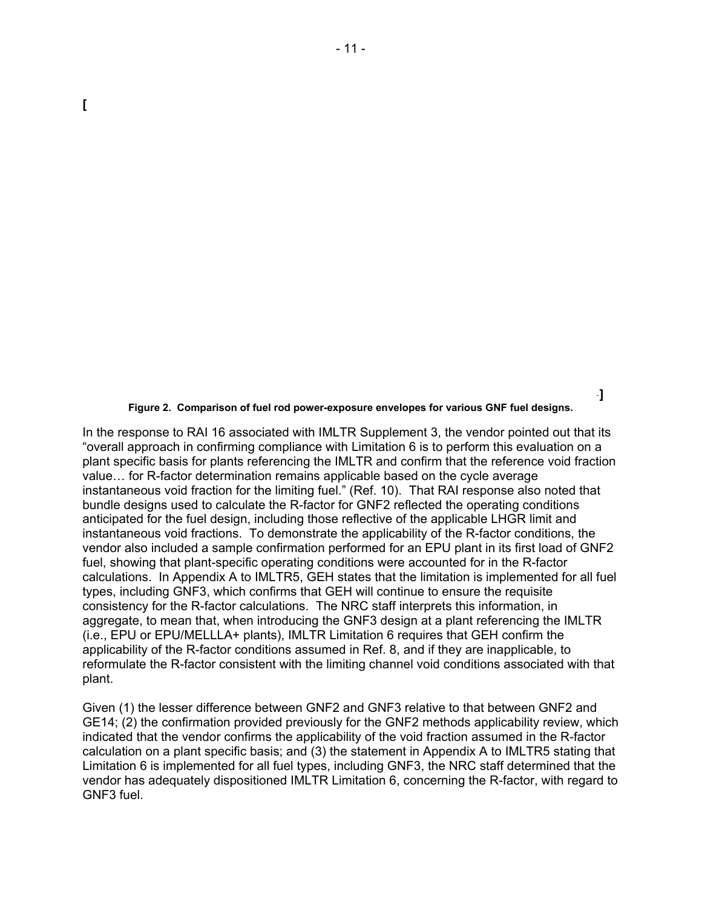[

]

**Figure 2. Comparison of fuel rod power-exposure envelopes for various GNF fuel designs.**

In the response to RAI 16 associated with IMLTR Supplement 3, the vendor pointed out that its "overall approach in confirming compliance with Limitation 6 is to perform this evaluation on a plant specific basis for plants referencing the IMLTR and confirm that the reference void fraction value… for R-factor determination remains applicable based on the cycle average instantaneous void fraction for the limiting fuel." (Ref. 10). That RAI response also noted that bundle designs used to calculate the R-factor for GNF2 reflected the operating conditions anticipated for the fuel design, including those reflective of the applicable LHGR limit and instantaneous void fractions. To demonstrate the applicability of the R-factor conditions, the vendor also included a sample confirmation performed for an EPU plant in its first load of GNF2 fuel, showing that plant-specific operating conditions were accounted for in the R-factor calculations. In Appendix A to IMLTR5, GEH states that the limitation is implemented for all fuel types, including GNF3, which confirms that GEH will continue to ensure the requisite consistency for the R-factor calculations. The NRC staff interprets this information, in aggregate, to mean that, when introducing the GNF3 design at a plant referencing the IMLTR (i.e., EPU or EPU/MELLLA+ plants), IMLTR Limitation 6 requires that GEH confirm the applicability of the R-factor conditions assumed in Ref. 8, and if they are inapplicable, to reformulate the R-factor consistent with the limiting channel void conditions associated with that plant.

Given (1) the lesser difference between GNF2 and GNF3 relative to that between GNF2 and GE14; (2) the confirmation provided previously for the GNF2 methods applicability review, which indicated that the vendor confirms the applicability of the void fraction assumed in the R-factor calculation on a plant specific basis; and (3) the statement in Appendix A to IMLTR5 stating that Limitation 6 is implemented for all fuel types, including GNF3, the NRC staff determined that the vendor has adequately dispositioned IMLTR Limitation 6, concerning the R-factor, with regard to GNF3 fuel.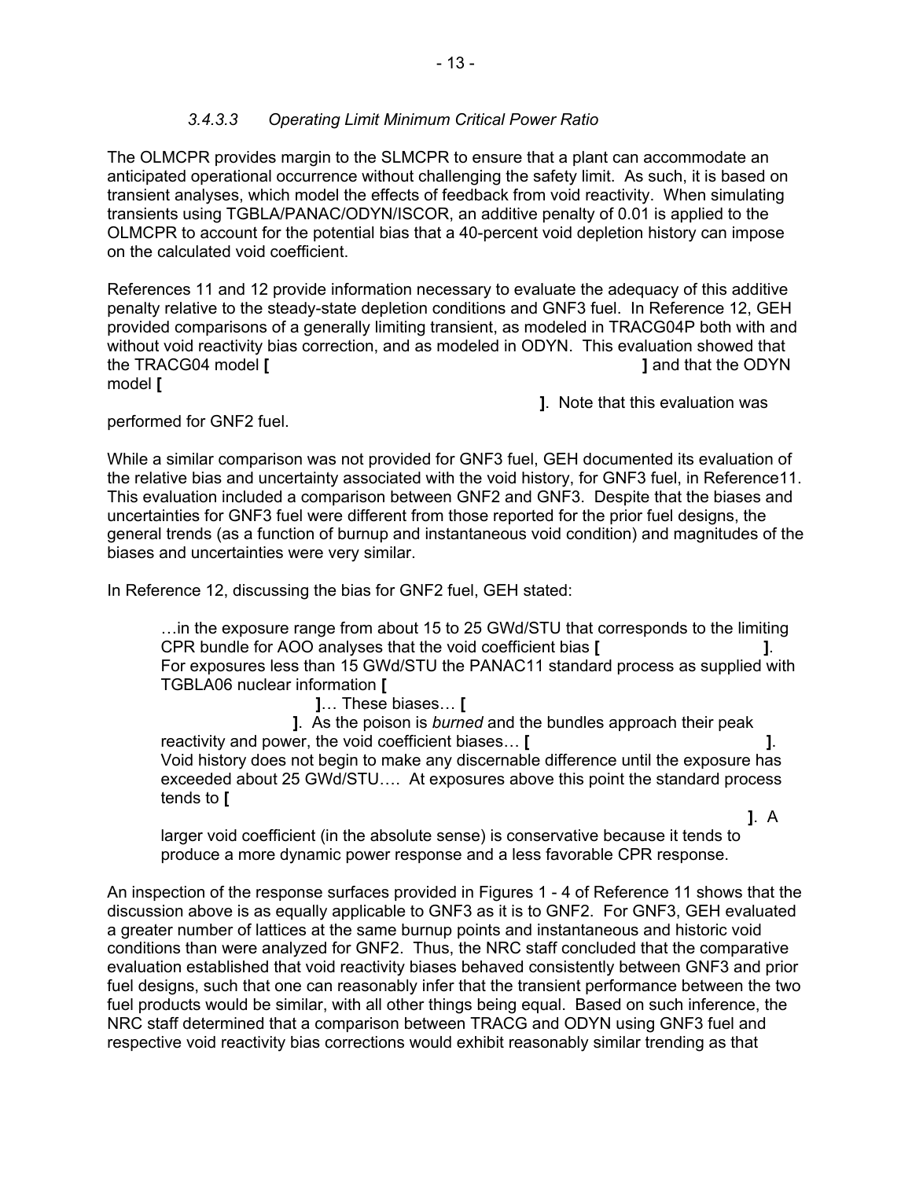### *3.4.3.3 Operating Limit Minimum Critical Power Ratio*

The OLMCPR provides margin to the SLMCPR to ensure that a plant can accommodate an anticipated operational occurrence without challenging the safety limit. As such, it is based on transient analyses, which model the effects of feedback from void reactivity. When simulating transients using TGBLA/PANAC/ODYN/ISCOR, an additive penalty of 0.01 is applied to the OLMCPR to account for the potential bias that a 40-percent void depletion history can impose on the calculated void coefficient.

References 11 and 12 provide information necessary to evaluate the adequacy of this additive penalty relative to the steady-state depletion conditions and GNF3 fuel. In Reference 12, GEH provided comparisons of a generally limiting transient, as modeled in TRACG04P both with and without void reactivity bias correction, and as modeled in ODYN. This evaluation showed that the TRACG04 model **[ ]** and that the ODYN model **[ ]**. Note that this evaluation was performed for GNF2 fuel.

While a similar comparison was not provided for GNF3 fuel, GEH documented its evaluation of the relative bias and uncertainty associated with the void history, for GNF3 fuel, in Reference11. This evaluation included a comparison between GNF2 and GNF3. Despite that the biases and uncertainties for GNF3 fuel were different from those reported for the prior fuel designs, the general trends (as a function of burnup and instantaneous void condition) and magnitudes of the biases and uncertainties were very similar.

In Reference 12, discussing the bias for GNF2 fuel, GEH stated:

> …in the exposure range from about 15 to 25 GWd/STU that corresponds to the limiting CPR bundle for AOO analyses that the void coefficient bias **[ ]**. For exposures less than 15 GWd/STU the PANAC11 standard process as supplied with TGBLA06 nuclear information **[ ]**… These biases… **[ ]**. As the poison is *burned* and the bundles approach their peak reactivity and power, the void coefficient biases… **[ ]**. Void history does not begin to make any discernable difference until the exposure has exceeded about 25 GWd/STU…. At exposures above this point the standard process tends to **[ ]**. A larger void coefficient (in the absolute sense) is conservative because it tends to produce a more dynamic power response and a less favorable CPR response.

An inspection of the response surfaces provided in Figures 1 - 4 of Reference 11 shows that the discussion above is as equally applicable to GNF3 as it is to GNF2. For GNF3, GEH evaluated a greater number of lattices at the same burnup points and instantaneous and historic void conditions than were analyzed for GNF2. Thus, the NRC staff concluded that the comparative evaluation established that void reactivity biases behaved consistently between GNF3 and prior fuel designs, such that one can reasonably infer that the transient performance between the two fuel products would be similar, with all other things being equal. Based on such inference, the NRC staff determined that a comparison between TRACG and ODYN using GNF3 fuel and respective void reactivity bias corrections would exhibit reasonably similar trending as that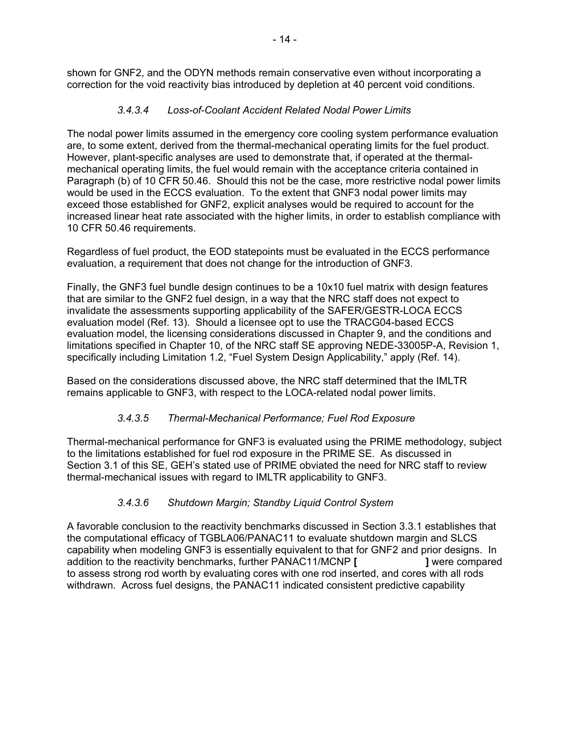shown for GNF2, and the ODYN methods remain conservative even without incorporating a correction for the void reactivity bias introduced by depletion at 40 percent void conditions.

#### *3.4.3.4 Loss-of-Coolant Accident Related Nodal Power Limits*

The nodal power limits assumed in the emergency core cooling system performance evaluation are, to some extent, derived from the thermal-mechanical operating limits for the fuel product. However, plant-specific analyses are used to demonstrate that, if operated at the thermal-mechanical operating limits, the fuel would remain with the acceptance criteria contained in Paragraph (b) of 10 CFR 50.46. Should this not be the case, more restrictive nodal power limits would be used in the ECCS evaluation. To the extent that GNF3 nodal power limits may exceed those established for GNF2, explicit analyses would be required to account for the increased linear heat rate associated with the higher limits, in order to establish compliance with 10 CFR 50.46 requirements.

Regardless of fuel product, the EOD statepoints must be evaluated in the ECCS performance evaluation, a requirement that does not change for the introduction of GNF3.

Finally, the GNF3 fuel bundle design continues to be a 10x10 fuel matrix with design features that are similar to the GNF2 fuel design, in a way that the NRC staff does not expect to invalidate the assessments supporting applicability of the SAFER/GESTR-LOCA ECCS evaluation model (Ref. 13). Should a licensee opt to use the TRACG04-based ECCS evaluation model, the licensing considerations discussed in Chapter 9, and the conditions and limitations specified in Chapter 10, of the NRC staff SE approving NEDE-33005P-A, Revision 1, specifically including Limitation 1.2, "Fuel System Design Applicability," apply (Ref. 14).

Based on the considerations discussed above, the NRC staff determined that the IMLTR remains applicable to GNF3, with respect to the LOCA-related nodal power limits.

#### *3.4.3.5 Thermal-Mechanical Performance; Fuel Rod Exposure*

Thermal-mechanical performance for GNF3 is evaluated using the PRIME methodology, subject to the limitations established for fuel rod exposure in the PRIME SE. As discussed in Section 3.1 of this SE, GEH's stated use of PRIME obviated the need for NRC staff to review thermal-mechanical issues with regard to IMLTR applicability to GNF3.

#### *3.4.3.6 Shutdown Margin; Standby Liquid Control System*

A favorable conclusion to the reactivity benchmarks discussed in Section 3.3.1 establishes that the computational efficacy of TGBLA06/PANAC11 to evaluate shutdown margin and SLCS capability when modeling GNF3 is essentially equivalent to that for GNF2 and prior designs. In addition to the reactivity benchmarks, further PANAC11/MCNP **[ ]** were compared to assess strong rod worth by evaluating cores with one rod inserted, and cores with all rods withdrawn. Across fuel designs, the PANAC11 indicated consistent predictive capability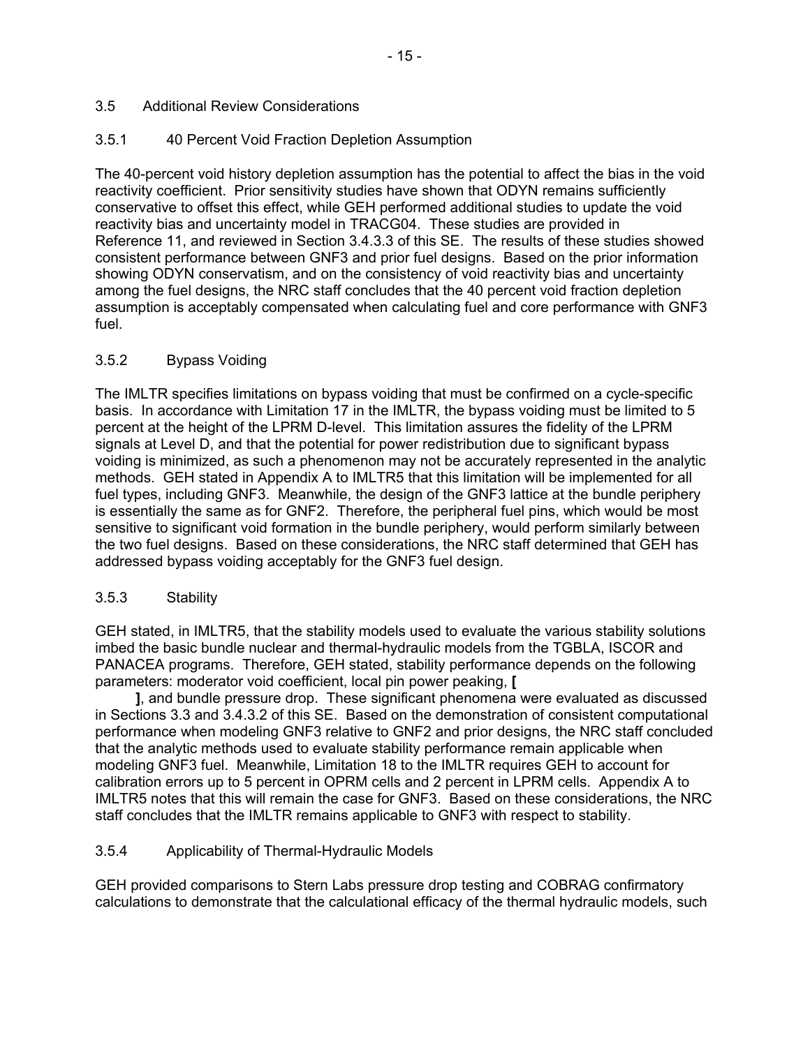## 3.5 Additional Review Considerations

### 3.5.1 40 Percent Void Fraction Depletion Assumption

The 40-percent void history depletion assumption has the potential to affect the bias in the void reactivity coefficient. Prior sensitivity studies have shown that ODYN remains sufficiently conservative to offset this effect, while GEH performed additional studies to update the void reactivity bias and uncertainty model in TRACG04. These studies are provided in Reference 11, and reviewed in Section 3.4.3.3 of this SE. The results of these studies showed consistent performance between GNF3 and prior fuel designs. Based on the prior information showing ODYN conservatism, and on the consistency of void reactivity bias and uncertainty among the fuel designs, the NRC staff concludes that the 40 percent void fraction depletion assumption is acceptably compensated when calculating fuel and core performance with GNF3 fuel.

### 3.5.2 Bypass Voiding

The IMLTR specifies limitations on bypass voiding that must be confirmed on a cycle-specific basis. In accordance with Limitation 17 in the IMLTR, the bypass voiding must be limited to 5 percent at the height of the LPRM D-level. This limitation assures the fidelity of the LPRM signals at Level D, and that the potential for power redistribution due to significant bypass voiding is minimized, as such a phenomenon may not be accurately represented in the analytic methods. GEH stated in Appendix A to IMLTR5 that this limitation will be implemented for all fuel types, including GNF3. Meanwhile, the design of the GNF3 lattice at the bundle periphery is essentially the same as for GNF2. Therefore, the peripheral fuel pins, which would be most sensitive to significant void formation in the bundle periphery, would perform similarly between the two fuel designs. Based on these considerations, the NRC staff determined that GEH has addressed bypass voiding acceptably for the GNF3 fuel design.

### 3.5.3 Stability

GEH stated, in IMLTR5, that the stability models used to evaluate the various stability solutions imbed the basic bundle nuclear and thermal-hydraulic models from the TGBLA, ISCOR and PANACEA programs. Therefore, GEH stated, stability performance depends on the following parameters: moderator void coefficient, local pin power peaking, **[** **]**, and bundle pressure drop. These significant phenomena were evaluated as discussed in Sections 3.3 and 3.4.3.2 of this SE. Based on the demonstration of consistent computational performance when modeling GNF3 relative to GNF2 and prior designs, the NRC staff concluded that the analytic methods used to evaluate stability performance remain applicable when modeling GNF3 fuel. Meanwhile, Limitation 18 to the IMLTR requires GEH to account for calibration errors up to 5 percent in OPRM cells and 2 percent in LPRM cells. Appendix A to IMLTR5 notes that this will remain the case for GNF3. Based on these considerations, the NRC staff concludes that the IMLTR remains applicable to GNF3 with respect to stability.

### 3.5.4 Applicability of Thermal-Hydraulic Models

GEH provided comparisons to Stern Labs pressure drop testing and COBRAG confirmatory calculations to demonstrate that the calculational efficacy of the thermal hydraulic models, such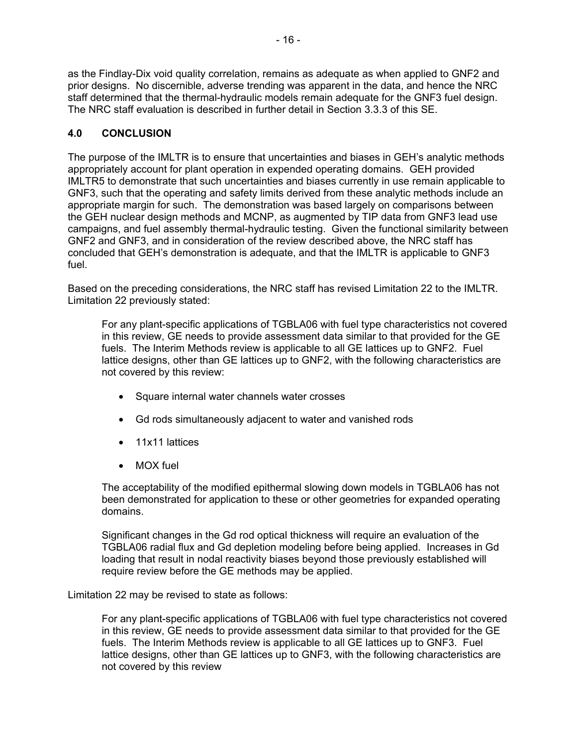as the Findlay-Dix void quality correlation, remains as adequate as when applied to GNF2 and prior designs. No discernible, adverse trending was apparent in the data, and hence the NRC staff determined that the thermal-hydraulic models remain adequate for the GNF3 fuel design. The NRC staff evaluation is described in further detail in Section 3.3.3 of this SE.

## 4.0 CONCLUSION

The purpose of the IMLTR is to ensure that uncertainties and biases in GEH's analytic methods appropriately account for plant operation in expended operating domains. GEH provided IMLTR5 to demonstrate that such uncertainties and biases currently in use remain applicable to GNF3, such that the operating and safety limits derived from these analytic methods include an appropriate margin for such. The demonstration was based largely on comparisons between the GEH nuclear design methods and MCNP, as augmented by TIP data from GNF3 lead use campaigns, and fuel assembly thermal-hydraulic testing. Given the functional similarity between GNF2 and GNF3, and in consideration of the review described above, the NRC staff has concluded that GEH's demonstration is adequate, and that the IMLTR is applicable to GNF3 fuel.

Based on the preceding considerations, the NRC staff has revised Limitation 22 to the IMLTR. Limitation 22 previously stated:

> For any plant-specific applications of TGBLA06 with fuel type characteristics not covered in this review, GE needs to provide assessment data similar to that provided for the GE fuels. The Interim Methods review is applicable to all GE lattices up to GNF2. Fuel lattice designs, other than GE lattices up to GNF2, with the following characteristics are not covered by this review:
>
> - Square internal water channels water crosses
> - Gd rods simultaneously adjacent to water and vanished rods
> - 11x11 lattices
> - MOX fuel
>
> The acceptability of the modified epithermal slowing down models in TGBLA06 has not been demonstrated for application to these or other geometries for expanded operating domains.
>
> Significant changes in the Gd rod optical thickness will require an evaluation of the TGBLA06 radial flux and Gd depletion modeling before being applied. Increases in Gd loading that result in nodal reactivity biases beyond those previously established will require review before the GE methods may be applied.

Limitation 22 may be revised to state as follows:

> For any plant-specific applications of TGBLA06 with fuel type characteristics not covered in this review, GE needs to provide assessment data similar to that provided for the GE fuels. The Interim Methods review is applicable to all GE lattices up to GNF3. Fuel lattice designs, other than GE lattices up to GNF3, with the following characteristics are not covered by this review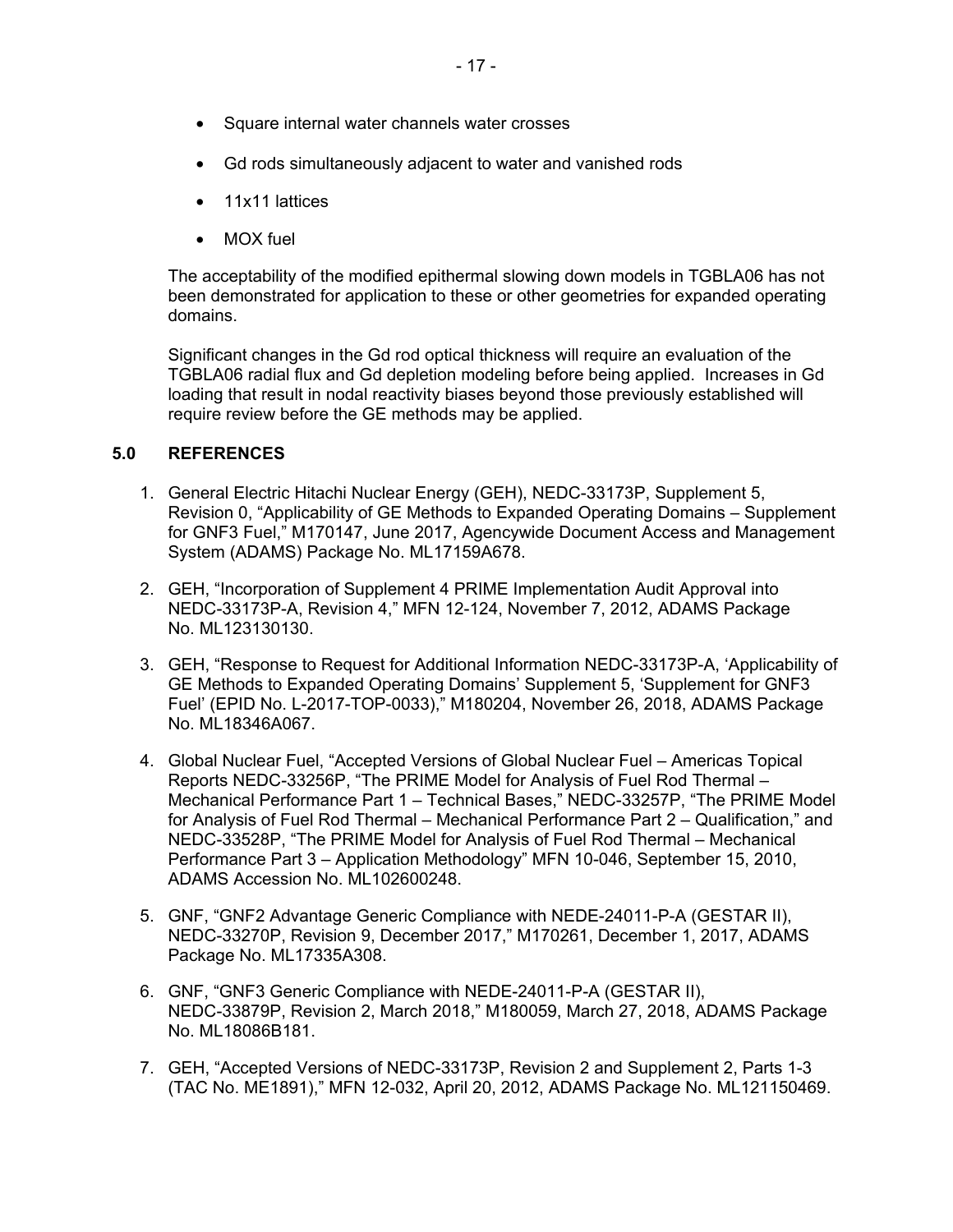- Square internal water channels water crosses
- Gd rods simultaneously adjacent to water and vanished rods
- 11x11 lattices
- MOX fuel

The acceptability of the modified epithermal slowing down models in TGBLA06 has not been demonstrated for application to these or other geometries for expanded operating domains.

Significant changes in the Gd rod optical thickness will require an evaluation of the TGBLA06 radial flux and Gd depletion modeling before being applied. Increases in Gd loading that result in nodal reactivity biases beyond those previously established will require review before the GE methods may be applied.

## 5.0 REFERENCES

1. General Electric Hitachi Nuclear Energy (GEH), NEDC-33173P, Supplement 5, Revision 0, "Applicability of GE Methods to Expanded Operating Domains – Supplement for GNF3 Fuel," M170147, June 2017, Agencywide Document Access and Management System (ADAMS) Package No. ML17159A678.

2. GEH, "Incorporation of Supplement 4 PRIME Implementation Audit Approval into NEDC-33173P-A, Revision 4," MFN 12-124, November 7, 2012, ADAMS Package No. ML123130130.

3. GEH, "Response to Request for Additional Information NEDC-33173P-A, 'Applicability of GE Methods to Expanded Operating Domains' Supplement 5, 'Supplement for GNF3 Fuel' (EPID No. L-2017-TOP-0033)," M180204, November 26, 2018, ADAMS Package No. ML18346A067.

4. Global Nuclear Fuel, "Accepted Versions of Global Nuclear Fuel – Americas Topical Reports NEDC-33256P, "The PRIME Model for Analysis of Fuel Rod Thermal – Mechanical Performance Part 1 – Technical Bases," NEDC-33257P, "The PRIME Model for Analysis of Fuel Rod Thermal – Mechanical Performance Part 2 – Qualification," and NEDC-33528P, "The PRIME Model for Analysis of Fuel Rod Thermal – Mechanical Performance Part 3 – Application Methodology" MFN 10-046, September 15, 2010, ADAMS Accession No. ML102600248.

5. GNF, "GNF2 Advantage Generic Compliance with NEDE-24011-P-A (GESTAR II), NEDC-33270P, Revision 9, December 2017," M170261, December 1, 2017, ADAMS Package No. ML17335A308.

6. GNF, "GNF3 Generic Compliance with NEDE-24011-P-A (GESTAR II), NEDC-33879P, Revision 2, March 2018," M180059, March 27, 2018, ADAMS Package No. ML18086B181.

7. GEH, "Accepted Versions of NEDC-33173P, Revision 2 and Supplement 2, Parts 1-3 (TAC No. ME1891)," MFN 12-032, April 20, 2012, ADAMS Package No. ML121150469.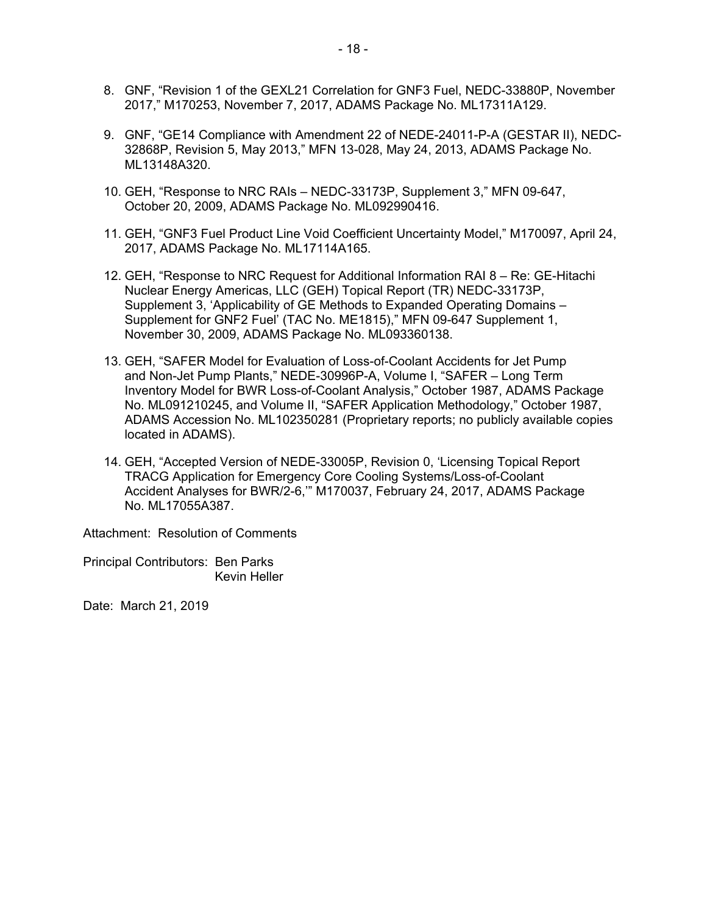8. GNF, "Revision 1 of the GEXL21 Correlation for GNF3 Fuel, NEDC-33880P, November 2017," M170253, November 7, 2017, ADAMS Package No. ML17311A129.

9. GNF, "GE14 Compliance with Amendment 22 of NEDE-24011-P-A (GESTAR II), NEDC-32868P, Revision 5, May 2013," MFN 13-028, May 24, 2013, ADAMS Package No. ML13148A320.

10. GEH, "Response to NRC RAIs – NEDC-33173P, Supplement 3," MFN 09-647, October 20, 2009, ADAMS Package No. ML092990416.

11. GEH, "GNF3 Fuel Product Line Void Coefficient Uncertainty Model," M170097, April 24, 2017, ADAMS Package No. ML17114A165.

12. GEH, "Response to NRC Request for Additional Information RAI 8 – Re: GE-Hitachi Nuclear Energy Americas, LLC (GEH) Topical Report (TR) NEDC-33173P, Supplement 3, 'Applicability of GE Methods to Expanded Operating Domains – Supplement for GNF2 Fuel' (TAC No. ME1815)," MFN 09-647 Supplement 1, November 30, 2009, ADAMS Package No. ML093360138.

13. GEH, "SAFER Model for Evaluation of Loss-of-Coolant Accidents for Jet Pump and Non-Jet Pump Plants," NEDE-30996P-A, Volume I, "SAFER – Long Term Inventory Model for BWR Loss-of-Coolant Analysis," October 1987, ADAMS Package No. ML091210245, and Volume II, "SAFER Application Methodology," October 1987, ADAMS Accession No. ML102350281 (Proprietary reports; no publicly available copies located in ADAMS).

14. GEH, "Accepted Version of NEDE-33005P, Revision 0, 'Licensing Topical Report TRACG Application for Emergency Core Cooling Systems/Loss-of-Coolant Accident Analyses for BWR/2-6,'" M170037, February 24, 2017, ADAMS Package No. ML17055A387.

Attachment: Resolution of Comments

Principal Contributors: Ben Parks
Kevin Heller

Date: March 21, 2019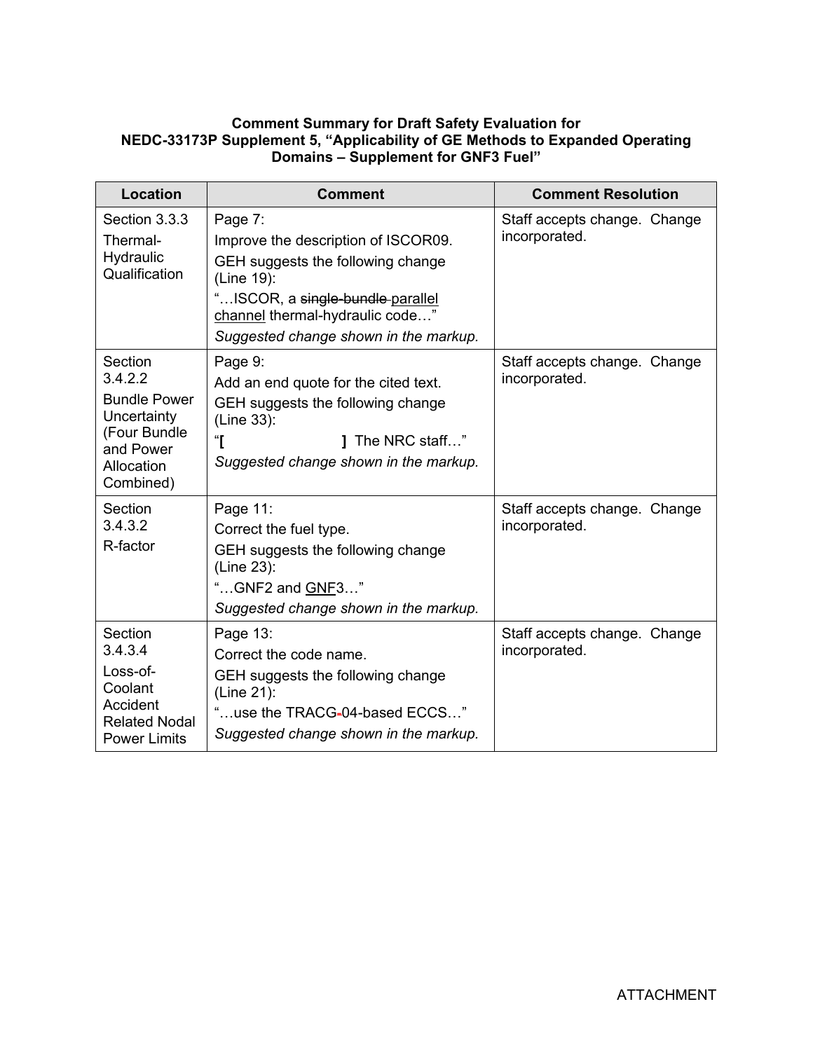**Comment Summary for Draft Safety Evaluation for NEDC-33173P Supplement 5, "Applicability of GE Methods to Expanded Operating Domains – Supplement for GNF3 Fuel"**

| Location | Comment | Comment Resolution |
|---|---|---|
| Section 3.3.3<br>Thermal-Hydraulic Qualification | Page 7:<br>Improve the description of ISCOR09.<br>GEH suggests the following change (Line 19):<br>"…ISCOR, a ~~single-bundle~~ <u>parallel channel</u> thermal-hydraulic code…"<br>*Suggested change shown in the markup.* | Staff accepts change. Change incorporated. |
| Section 3.4.2.2<br>Bundle Power Uncertainty (Four Bundle and Power Allocation Combined) | Page 9:<br>Add an end quote for the cited text.<br>GEH suggests the following change (Line 33):<br>"**[ ]** The NRC staff…"<br>*Suggested change shown in the markup.* | Staff accepts change. Change incorporated. |
| Section 3.4.3.2<br>R-factor | Page 11:<br>Correct the fuel type.<br>GEH suggests the following change (Line 23):<br>"…GNF2 and <u>GNF</u>3…"<br>*Suggested change shown in the markup.* | Staff accepts change. Change incorporated. |
| Section 3.4.3.4<br>Loss-of-Coolant Accident Related Nodal Power Limits | Page 13:<br>Correct the code name.<br>GEH suggests the following change (Line 21):<br>"…use the TRACG~~-~~04-based ECCS…"<br>*Suggested change shown in the markup.* | Staff accepts change. Change incorporated. |

ATTACHMENT